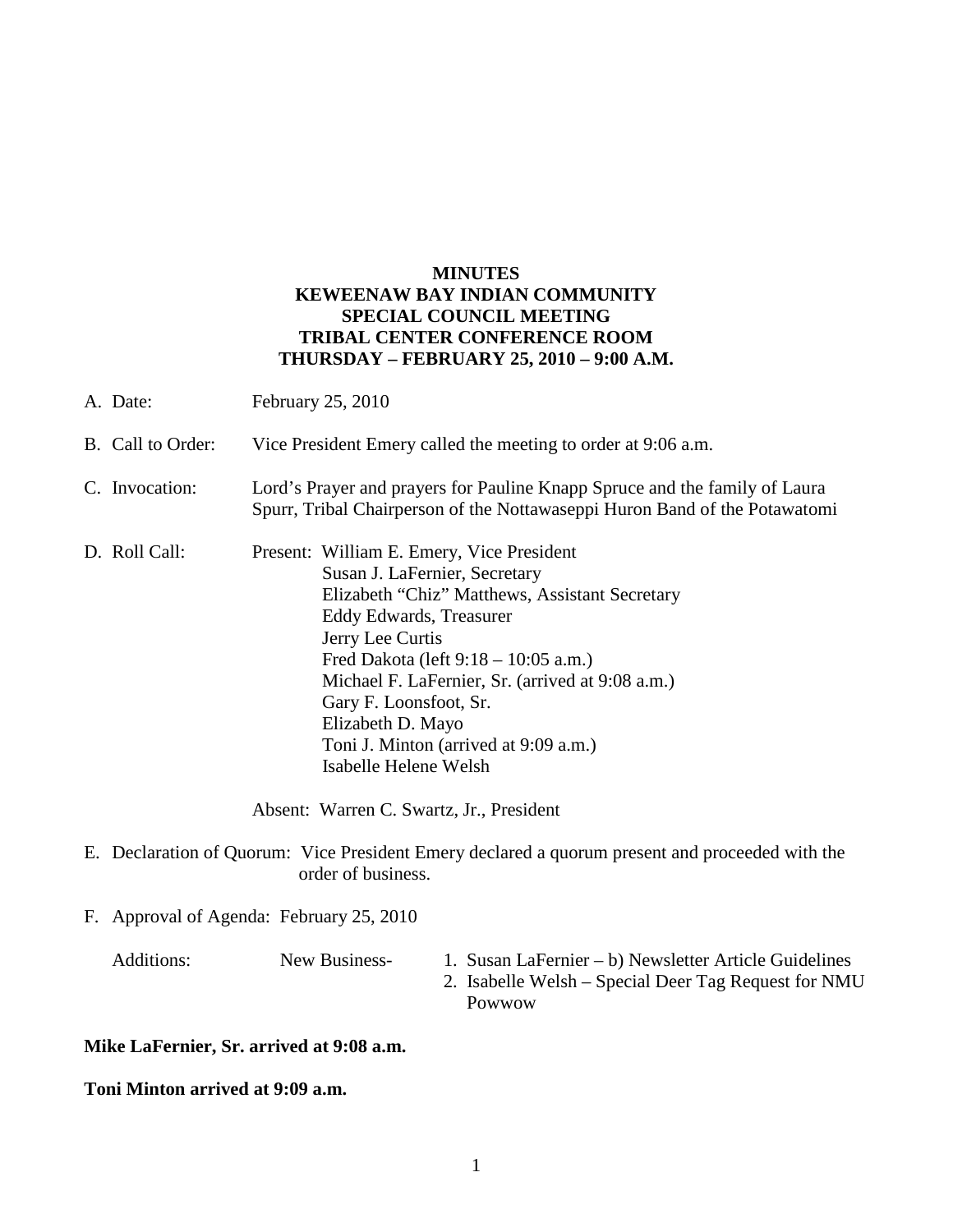**MINUTES**
**KEWEENAW BAY INDIAN COMMUNITY**
**SPECIAL COUNCIL MEETING**
**TRIBAL CENTER CONFERENCE ROOM**
**THURSDAY – FEBRUARY 25, 2010 – 9:00 A.M.**

A. Date: February 25, 2010

B. Call to Order: Vice President Emery called the meeting to order at 9:06 a.m.

C. Invocation: Lord's Prayer and prayers for Pauline Knapp Spruce and the family of Laura Spurr, Tribal Chairperson of the Nottawaseppi Huron Band of the Potawatomi

D. Roll Call: Present: William E. Emery, Vice President
Susan J. LaFernier, Secretary
Elizabeth "Chiz" Matthews, Assistant Secretary
Eddy Edwards, Treasurer
Jerry Lee Curtis
Fred Dakota (left 9:18 – 10:05 a.m.)
Michael F. LaFernier, Sr. (arrived at 9:08 a.m.)
Gary F. Loonsfoot, Sr.
Elizabeth D. Mayo
Toni J. Minton (arrived at 9:09 a.m.)
Isabelle Helene Welsh

Absent: Warren C. Swartz, Jr., President

E. Declaration of Quorum: Vice President Emery declared a quorum present and proceeded with the order of business.

F. Approval of Agenda: February 25, 2010

Additions: New Business-
1. Susan LaFernier – b) Newsletter Article Guidelines
2. Isabelle Welsh – Special Deer Tag Request for NMU Powwow

**Mike LaFernier, Sr. arrived at 9:08 a.m.**

**Toni Minton arrived at 9:09 a.m.**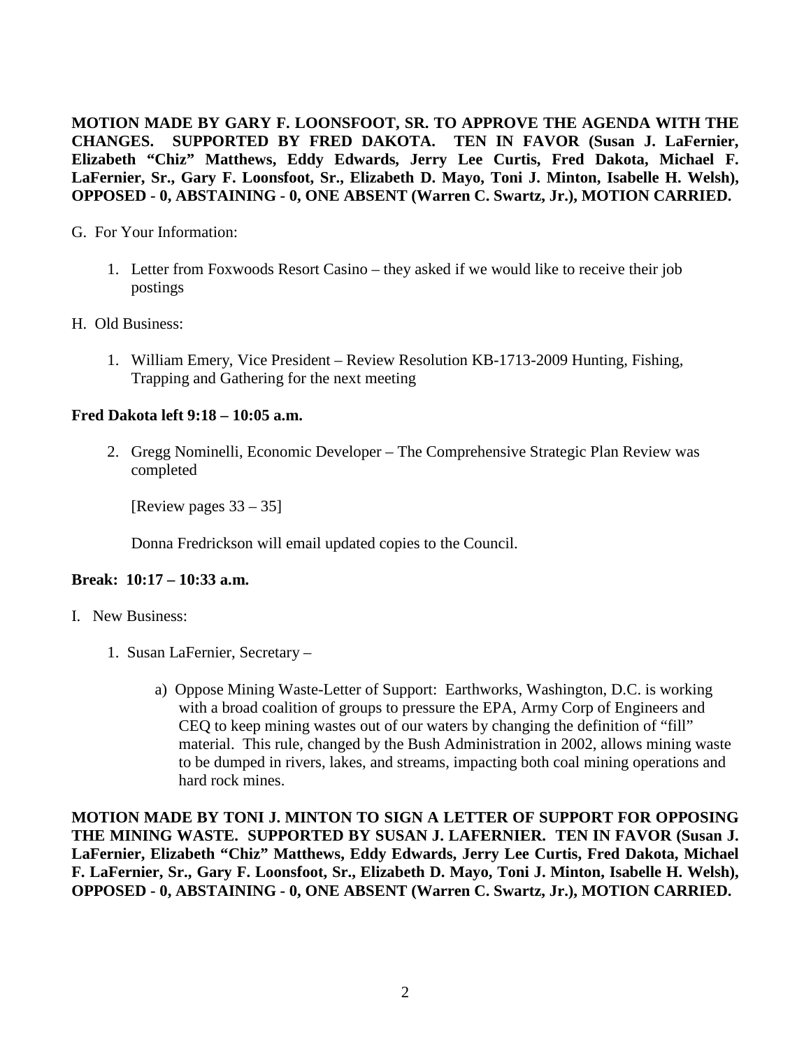**MOTION MADE BY GARY F. LOONSFOOT, SR. TO APPROVE THE AGENDA WITH THE CHANGES. SUPPORTED BY FRED DAKOTA. TEN IN FAVOR (Susan J. LaFernier, Elizabeth "Chiz" Matthews, Eddy Edwards, Jerry Lee Curtis, Fred Dakota, Michael F. LaFernier, Sr., Gary F. Loonsfoot, Sr., Elizabeth D. Mayo, Toni J. Minton, Isabelle H. Welsh), OPPOSED - 0, ABSTAINING - 0, ONE ABSENT (Warren C. Swartz, Jr.), MOTION CARRIED.**

G. For Your Information:

1. Letter from Foxwoods Resort Casino – they asked if we would like to receive their job postings

H. Old Business:

1. William Emery, Vice President – Review Resolution KB-1713-2009 Hunting, Fishing, Trapping and Gathering for the next meeting

**Fred Dakota left 9:18 – 10:05 a.m.**

2. Gregg Nominelli, Economic Developer – The Comprehensive Strategic Plan Review was completed

   [Review pages 33 – 35]

   Donna Fredrickson will email updated copies to the Council.

**Break: 10:17 – 10:33 a.m.**

I. New Business:

1. Susan LaFernier, Secretary –

   a) Oppose Mining Waste-Letter of Support: Earthworks, Washington, D.C. is working with a broad coalition of groups to pressure the EPA, Army Corp of Engineers and CEQ to keep mining wastes out of our waters by changing the definition of "fill" material. This rule, changed by the Bush Administration in 2002, allows mining waste to be dumped in rivers, lakes, and streams, impacting both coal mining operations and hard rock mines.

**MOTION MADE BY TONI J. MINTON TO SIGN A LETTER OF SUPPORT FOR OPPOSING THE MINING WASTE. SUPPORTED BY SUSAN J. LAFERNIER. TEN IN FAVOR (Susan J. LaFernier, Elizabeth "Chiz" Matthews, Eddy Edwards, Jerry Lee Curtis, Fred Dakota, Michael F. LaFernier, Sr., Gary F. Loonsfoot, Sr., Elizabeth D. Mayo, Toni J. Minton, Isabelle H. Welsh), OPPOSED - 0, ABSTAINING - 0, ONE ABSENT (Warren C. Swartz, Jr.), MOTION CARRIED.**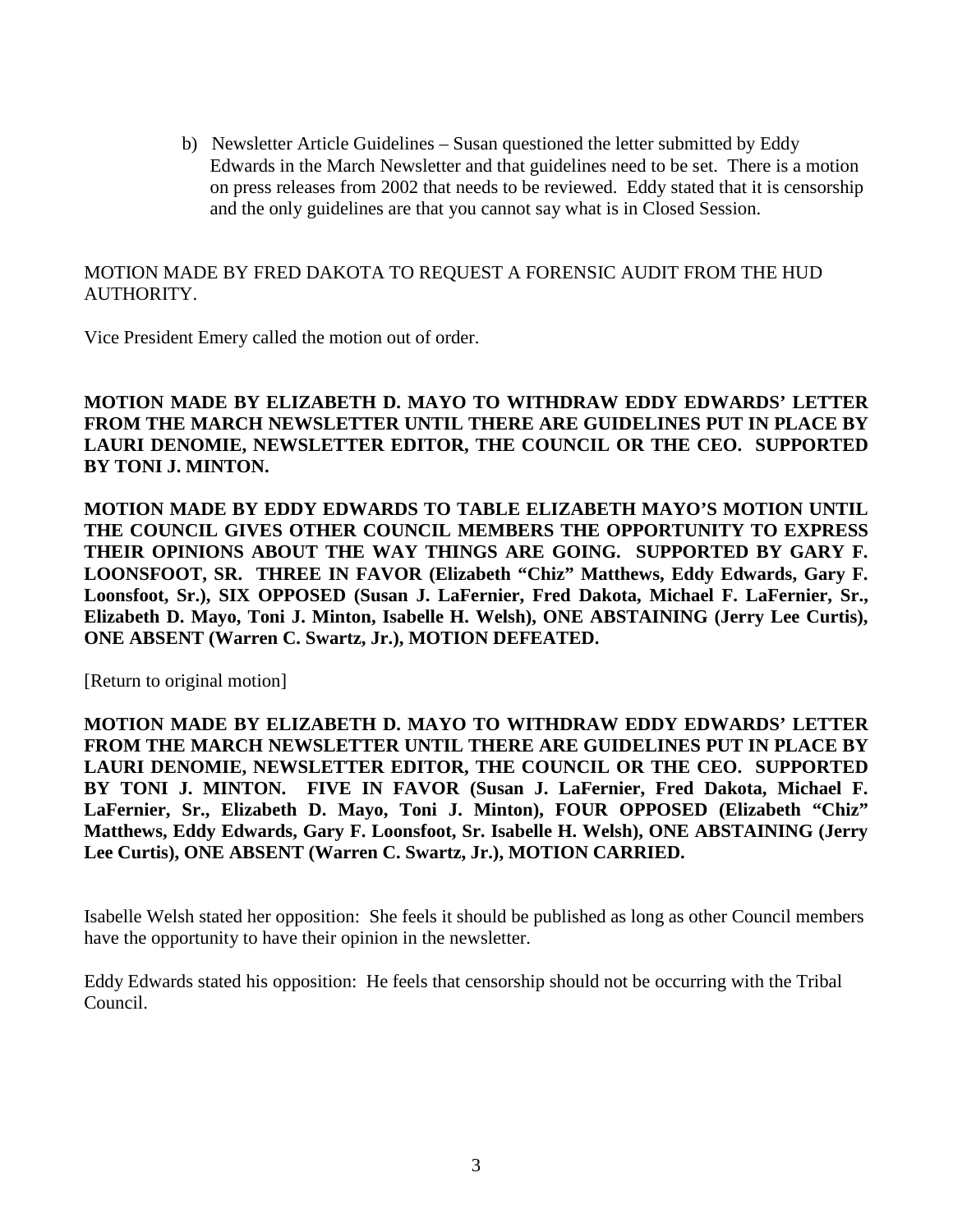b) Newsletter Article Guidelines – Susan questioned the letter submitted by Eddy Edwards in the March Newsletter and that guidelines need to be set. There is a motion on press releases from 2002 that needs to be reviewed. Eddy stated that it is censorship and the only guidelines are that you cannot say what is in Closed Session.

MOTION MADE BY FRED DAKOTA TO REQUEST A FORENSIC AUDIT FROM THE HUD AUTHORITY.

Vice President Emery called the motion out of order.

**MOTION MADE BY ELIZABETH D. MAYO TO WITHDRAW EDDY EDWARDS' LETTER FROM THE MARCH NEWSLETTER UNTIL THERE ARE GUIDELINES PUT IN PLACE BY LAURI DENOMIE, NEWSLETTER EDITOR, THE COUNCIL OR THE CEO. SUPPORTED BY TONI J. MINTON.**

**MOTION MADE BY EDDY EDWARDS TO TABLE ELIZABETH MAYO'S MOTION UNTIL THE COUNCIL GIVES OTHER COUNCIL MEMBERS THE OPPORTUNITY TO EXPRESS THEIR OPINIONS ABOUT THE WAY THINGS ARE GOING. SUPPORTED BY GARY F. LOONSFOOT, SR. THREE IN FAVOR (Elizabeth "Chiz" Matthews, Eddy Edwards, Gary F. Loonsfoot, Sr.), SIX OPPOSED (Susan J. LaFernier, Fred Dakota, Michael F. LaFernier, Sr., Elizabeth D. Mayo, Toni J. Minton, Isabelle H. Welsh), ONE ABSTAINING (Jerry Lee Curtis), ONE ABSENT (Warren C. Swartz, Jr.), MOTION DEFEATED.**

[Return to original motion]

**MOTION MADE BY ELIZABETH D. MAYO TO WITHDRAW EDDY EDWARDS' LETTER FROM THE MARCH NEWSLETTER UNTIL THERE ARE GUIDELINES PUT IN PLACE BY LAURI DENOMIE, NEWSLETTER EDITOR, THE COUNCIL OR THE CEO. SUPPORTED BY TONI J. MINTON. FIVE IN FAVOR (Susan J. LaFernier, Fred Dakota, Michael F. LaFernier, Sr., Elizabeth D. Mayo, Toni J. Minton), FOUR OPPOSED (Elizabeth "Chiz" Matthews, Eddy Edwards, Gary F. Loonsfoot, Sr. Isabelle H. Welsh), ONE ABSTAINING (Jerry Lee Curtis), ONE ABSENT (Warren C. Swartz, Jr.), MOTION CARRIED.**

Isabelle Welsh stated her opposition: She feels it should be published as long as other Council members have the opportunity to have their opinion in the newsletter.

Eddy Edwards stated his opposition: He feels that censorship should not be occurring with the Tribal Council.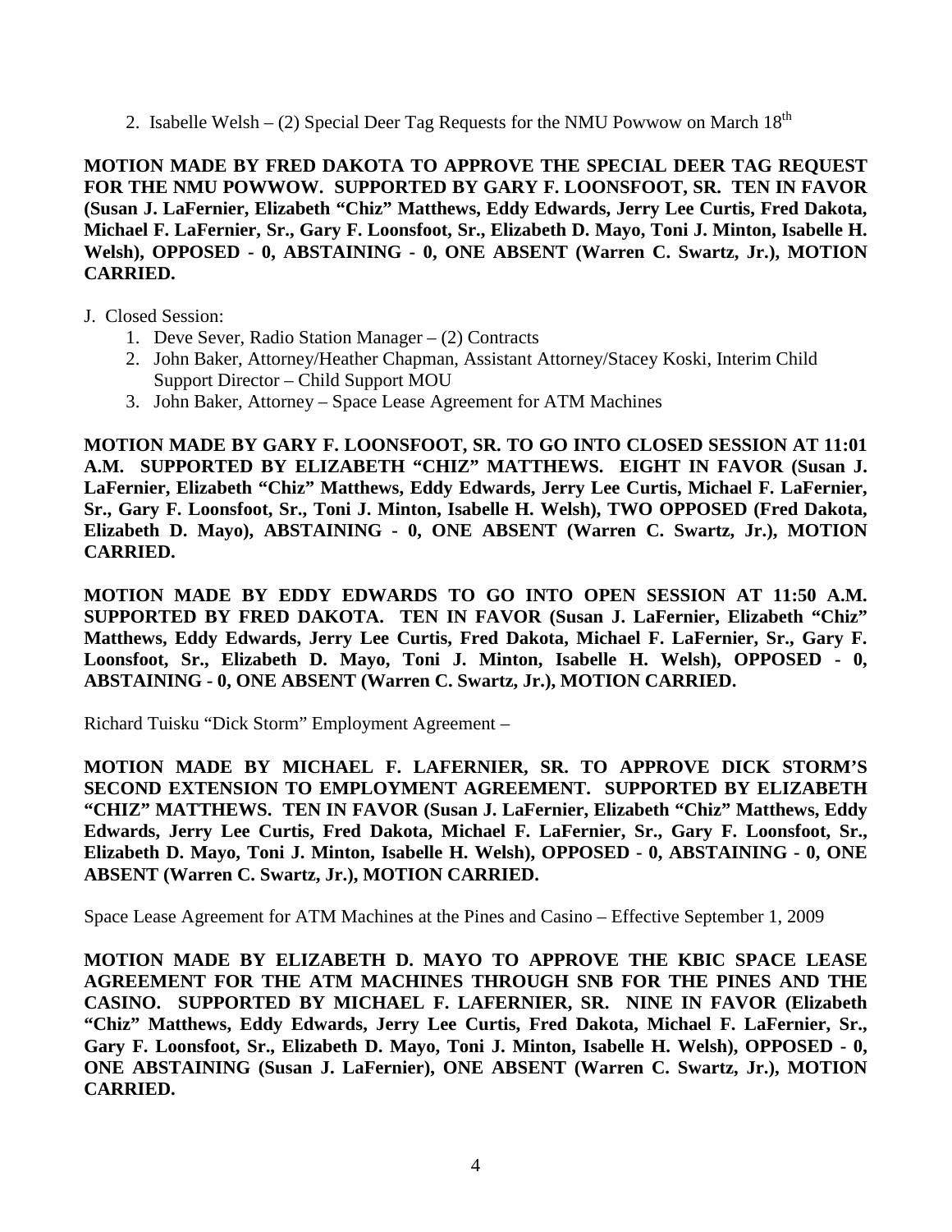2. Isabelle Welsh – (2) Special Deer Tag Requests for the NMU Powwow on March 18th

**MOTION MADE BY FRED DAKOTA TO APPROVE THE SPECIAL DEER TAG REQUEST FOR THE NMU POWWOW. SUPPORTED BY GARY F. LOONSFOOT, SR. TEN IN FAVOR (Susan J. LaFernier, Elizabeth "Chiz" Matthews, Eddy Edwards, Jerry Lee Curtis, Fred Dakota, Michael F. LaFernier, Sr., Gary F. Loonsfoot, Sr., Elizabeth D. Mayo, Toni J. Minton, Isabelle H. Welsh), OPPOSED - 0, ABSTAINING - 0, ONE ABSENT (Warren C. Swartz, Jr.), MOTION CARRIED.**

J. Closed Session:

1. Deve Sever, Radio Station Manager – (2) Contracts
2. John Baker, Attorney/Heather Chapman, Assistant Attorney/Stacey Koski, Interim Child Support Director – Child Support MOU
3. John Baker, Attorney – Space Lease Agreement for ATM Machines

**MOTION MADE BY GARY F. LOONSFOOT, SR. TO GO INTO CLOSED SESSION AT 11:01 A.M. SUPPORTED BY ELIZABETH "CHIZ" MATTHEWS. EIGHT IN FAVOR (Susan J. LaFernier, Elizabeth "Chiz" Matthews, Eddy Edwards, Jerry Lee Curtis, Michael F. LaFernier, Sr., Gary F. Loonsfoot, Sr., Toni J. Minton, Isabelle H. Welsh), TWO OPPOSED (Fred Dakota, Elizabeth D. Mayo), ABSTAINING - 0, ONE ABSENT (Warren C. Swartz, Jr.), MOTION CARRIED.**

**MOTION MADE BY EDDY EDWARDS TO GO INTO OPEN SESSION AT 11:50 A.M. SUPPORTED BY FRED DAKOTA. TEN IN FAVOR (Susan J. LaFernier, Elizabeth "Chiz" Matthews, Eddy Edwards, Jerry Lee Curtis, Fred Dakota, Michael F. LaFernier, Sr., Gary F. Loonsfoot, Sr., Elizabeth D. Mayo, Toni J. Minton, Isabelle H. Welsh), OPPOSED - 0, ABSTAINING - 0, ONE ABSENT (Warren C. Swartz, Jr.), MOTION CARRIED.**

Richard Tuisku "Dick Storm" Employment Agreement –

**MOTION MADE BY MICHAEL F. LAFERNIER, SR. TO APPROVE DICK STORM'S SECOND EXTENSION TO EMPLOYMENT AGREEMENT. SUPPORTED BY ELIZABETH "CHIZ" MATTHEWS. TEN IN FAVOR (Susan J. LaFernier, Elizabeth "Chiz" Matthews, Eddy Edwards, Jerry Lee Curtis, Fred Dakota, Michael F. LaFernier, Sr., Gary F. Loonsfoot, Sr., Elizabeth D. Mayo, Toni J. Minton, Isabelle H. Welsh), OPPOSED - 0, ABSTAINING - 0, ONE ABSENT (Warren C. Swartz, Jr.), MOTION CARRIED.**

Space Lease Agreement for ATM Machines at the Pines and Casino – Effective September 1, 2009

**MOTION MADE BY ELIZABETH D. MAYO TO APPROVE THE KBIC SPACE LEASE AGREEMENT FOR THE ATM MACHINES THROUGH SNB FOR THE PINES AND THE CASINO. SUPPORTED BY MICHAEL F. LAFERNIER, SR. NINE IN FAVOR (Elizabeth "Chiz" Matthews, Eddy Edwards, Jerry Lee Curtis, Fred Dakota, Michael F. LaFernier, Sr., Gary F. Loonsfoot, Sr., Elizabeth D. Mayo, Toni J. Minton, Isabelle H. Welsh), OPPOSED - 0, ONE ABSTAINING (Susan J. LaFernier), ONE ABSENT (Warren C. Swartz, Jr.), MOTION CARRIED.**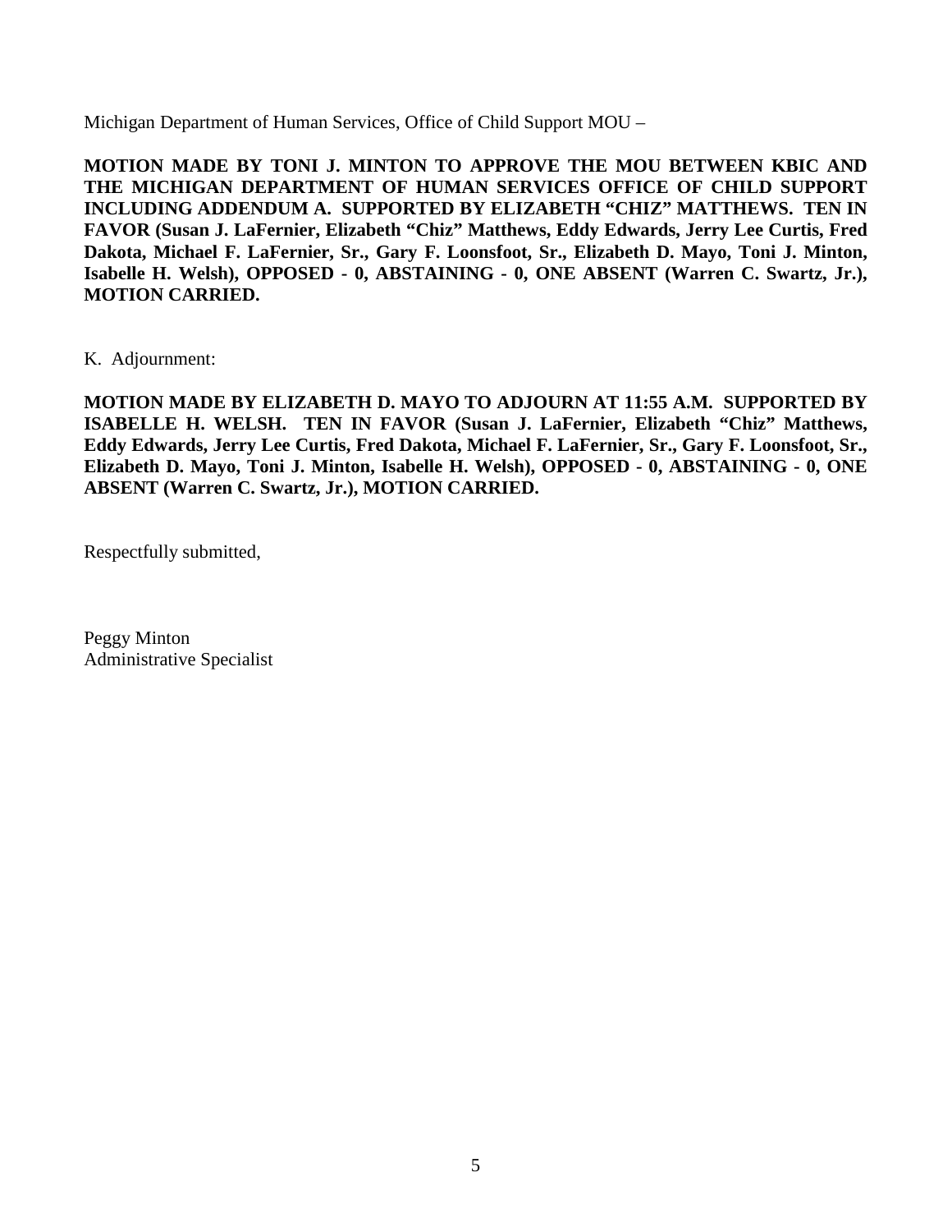Michigan Department of Human Services, Office of Child Support MOU –

**MOTION MADE BY TONI J. MINTON TO APPROVE THE MOU BETWEEN KBIC AND THE MICHIGAN DEPARTMENT OF HUMAN SERVICES OFFICE OF CHILD SUPPORT INCLUDING ADDENDUM A. SUPPORTED BY ELIZABETH "CHIZ" MATTHEWS. TEN IN FAVOR (Susan J. LaFernier, Elizabeth "Chiz" Matthews, Eddy Edwards, Jerry Lee Curtis, Fred Dakota, Michael F. LaFernier, Sr., Gary F. Loonsfoot, Sr., Elizabeth D. Mayo, Toni J. Minton, Isabelle H. Welsh), OPPOSED - 0, ABSTAINING - 0, ONE ABSENT (Warren C. Swartz, Jr.), MOTION CARRIED.**

K. Adjournment:

**MOTION MADE BY ELIZABETH D. MAYO TO ADJOURN AT 11:55 A.M. SUPPORTED BY ISABELLE H. WELSH. TEN IN FAVOR (Susan J. LaFernier, Elizabeth "Chiz" Matthews, Eddy Edwards, Jerry Lee Curtis, Fred Dakota, Michael F. LaFernier, Sr., Gary F. Loonsfoot, Sr., Elizabeth D. Mayo, Toni J. Minton, Isabelle H. Welsh), OPPOSED - 0, ABSTAINING - 0, ONE ABSENT (Warren C. Swartz, Jr.), MOTION CARRIED.**

Respectfully submitted,

Peggy Minton
Administrative Specialist